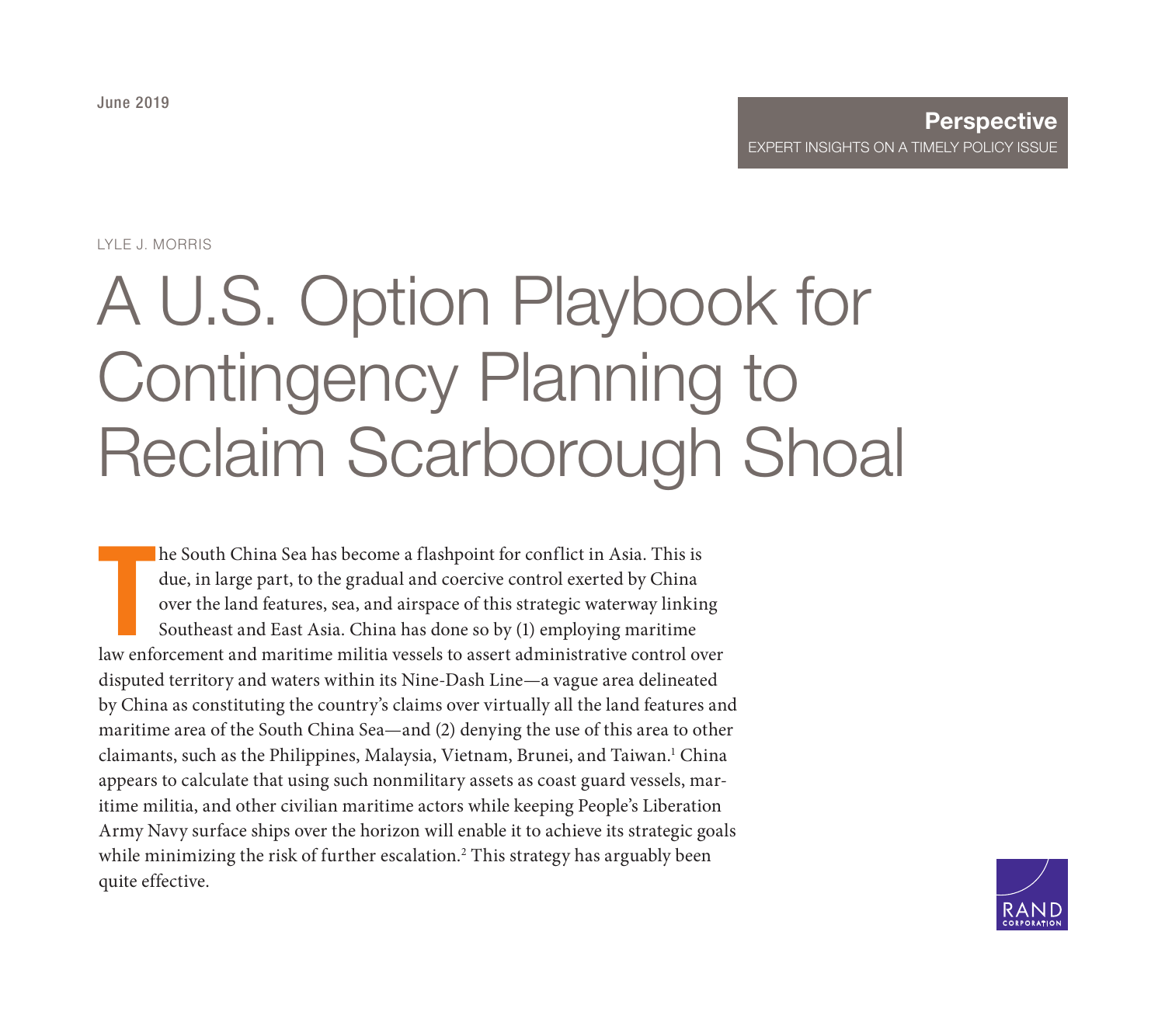June 2019

**Perspective**
EXPERT INSIGHTS ON A TIMELY POLICY ISSUE

LYLE J. MORRIS

# A U.S. Option Playbook for Contingency Planning to Reclaim Scarborough Shoal

The South China Sea has become a flashpoint for conflict in Asia. This is due, in large part, to the gradual and coercive control exerted by China over the land features, sea, and airspace of this strategic waterway linking Southeast and East Asia. China has done so by (1) employing maritime law enforcement and maritime militia vessels to assert administrative control over disputed territory and waters within its Nine-Dash Line—a vague area delineated by China as constituting the country's claims over virtually all the land features and maritime area of the South China Sea—and (2) denying the use of this area to other claimants, such as the Philippines, Malaysia, Vietnam, Brunei, and Taiwan.[1] China appears to calculate that using such nonmilitary assets as coast guard vessels, maritime militia, and other civilian maritime actors while keeping People's Liberation Army Navy surface ships over the horizon will enable it to achieve its strategic goals while minimizing the risk of further escalation.[2] This strategy has arguably been quite effective.

RAND CORPORATION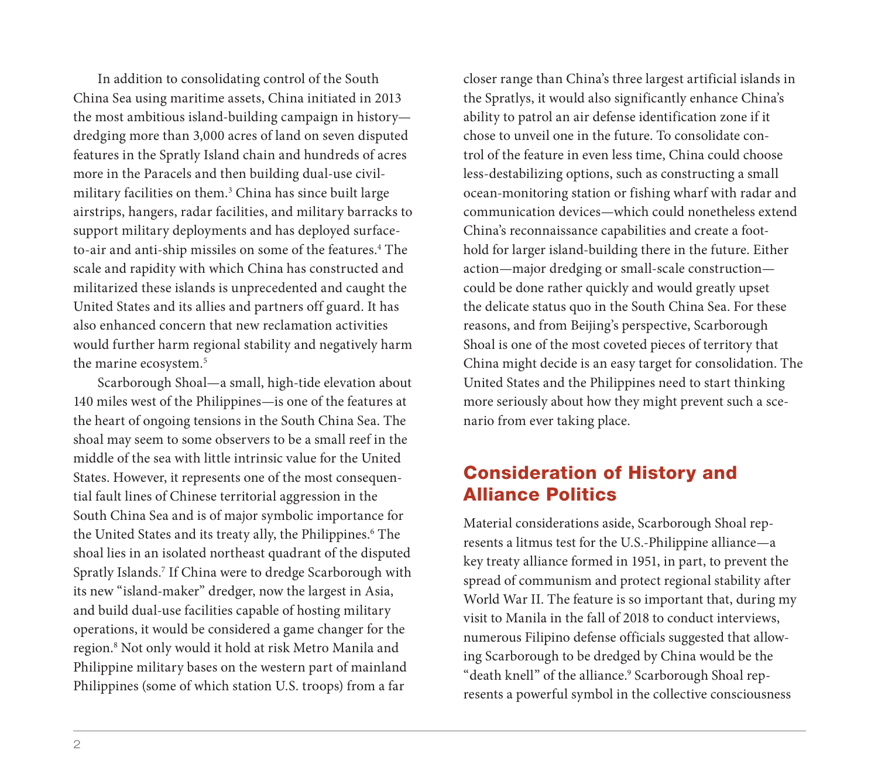In addition to consolidating control of the South China Sea using maritime assets, China initiated in 2013 the most ambitious island-building campaign in history—dredging more than 3,000 acres of land on seven disputed features in the Spratly Island chain and hundreds of acres more in the Paracels and then building dual-use civil-military facilities on them.[3] China has since built large airstrips, hangers, radar facilities, and military barracks to support military deployments and has deployed surface-to-air and anti-ship missiles on some of the features.[4] The scale and rapidity with which China has constructed and militarized these islands is unprecedented and caught the United States and its allies and partners off guard. It has also enhanced concern that new reclamation activities would further harm regional stability and negatively harm the marine ecosystem.[5]

Scarborough Shoal—a small, high-tide elevation about 140 miles west of the Philippines—is one of the features at the heart of ongoing tensions in the South China Sea. The shoal may seem to some observers to be a small reef in the middle of the sea with little intrinsic value for the United States. However, it represents one of the most consequential fault lines of Chinese territorial aggression in the South China Sea and is of major symbolic importance for the United States and its treaty ally, the Philippines.[6] The shoal lies in an isolated northeast quadrant of the disputed Spratly Islands.[7] If China were to dredge Scarborough with its new "island-maker" dredger, now the largest in Asia, and build dual-use facilities capable of hosting military operations, it would be considered a game changer for the region.[8] Not only would it hold at risk Metro Manila and Philippine military bases on the western part of mainland Philippines (some of which station U.S. troops) from a far closer range than China's three largest artificial islands in the Spratlys, it would also significantly enhance China's ability to patrol an air defense identification zone if it chose to unveil one in the future. To consolidate control of the feature in even less time, China could choose less-destabilizing options, such as constructing a small ocean-monitoring station or fishing wharf with radar and communication devices—which could nonetheless extend China's reconnaissance capabilities and create a foothold for larger island-building there in the future. Either action—major dredging or small-scale construction—could be done rather quickly and would greatly upset the delicate status quo in the South China Sea. For these reasons, and from Beijing's perspective, Scarborough Shoal is one of the most coveted pieces of territory that China might decide is an easy target for consolidation. The United States and the Philippines need to start thinking more seriously about how they might prevent such a scenario from ever taking place.

## Consideration of History and Alliance Politics

Material considerations aside, Scarborough Shoal represents a litmus test for the U.S.-Philippine alliance—a key treaty alliance formed in 1951, in part, to prevent the spread of communism and protect regional stability after World War II. The feature is so important that, during my visit to Manila in the fall of 2018 to conduct interviews, numerous Filipino defense officials suggested that allowing Scarborough to be dredged by China would be the "death knell" of the alliance.[9] Scarborough Shoal represents a powerful symbol in the collective consciousness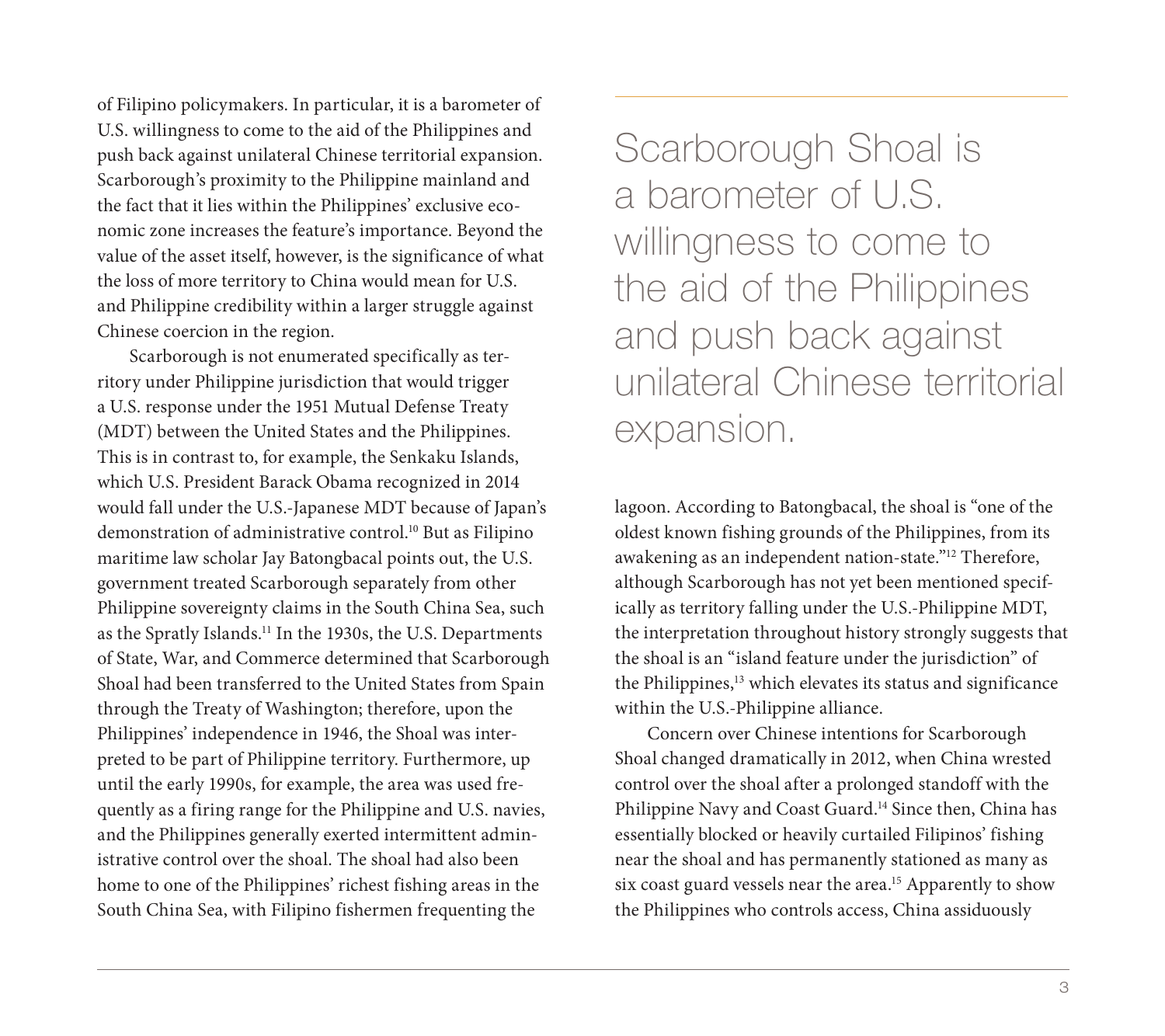of Filipino policymakers. In particular, it is a barometer of U.S. willingness to come to the aid of the Philippines and push back against unilateral Chinese territorial expansion. Scarborough's proximity to the Philippine mainland and the fact that it lies within the Philippines' exclusive economic zone increases the feature's importance. Beyond the value of the asset itself, however, is the significance of what the loss of more territory to China would mean for U.S. and Philippine credibility within a larger struggle against Chinese coercion in the region.

Scarborough is not enumerated specifically as territory under Philippine jurisdiction that would trigger a U.S. response under the 1951 Mutual Defense Treaty (MDT) between the United States and the Philippines. This is in contrast to, for example, the Senkaku Islands, which U.S. President Barack Obama recognized in 2014 would fall under the U.S.-Japanese MDT because of Japan's demonstration of administrative control.[10] But as Filipino maritime law scholar Jay Batongbacal points out, the U.S. government treated Scarborough separately from other Philippine sovereignty claims in the South China Sea, such as the Spratly Islands.[11] In the 1930s, the U.S. Departments of State, War, and Commerce determined that Scarborough Shoal had been transferred to the United States from Spain through the Treaty of Washington; therefore, upon the Philippines' independence in 1946, the Shoal was interpreted to be part of Philippine territory. Furthermore, up until the early 1990s, for example, the area was used frequently as a firing range for the Philippine and U.S. navies, and the Philippines generally exerted intermittent administrative control over the shoal. The shoal had also been home to one of the Philippines' richest fishing areas in the South China Sea, with Filipino fishermen frequenting the lagoon. According to Batongbacal, the shoal is "one of the oldest known fishing grounds of the Philippines, from its awakening as an independent nation-state."[12] Therefore, although Scarborough has not yet been mentioned specifically as territory falling under the U.S.-Philippine MDT, the interpretation throughout history strongly suggests that the shoal is an "island feature under the jurisdiction" of the Philippines,[13] which elevates its status and significance within the U.S.-Philippine alliance.

> Scarborough Shoal is a barometer of U.S. willingness to come to the aid of the Philippines and push back against unilateral Chinese territorial expansion.

Concern over Chinese intentions for Scarborough Shoal changed dramatically in 2012, when China wrested control over the shoal after a prolonged standoff with the Philippine Navy and Coast Guard.[14] Since then, China has essentially blocked or heavily curtailed Filipinos' fishing near the shoal and has permanently stationed as many as six coast guard vessels near the area.[15] Apparently to show the Philippines who controls access, China assiduously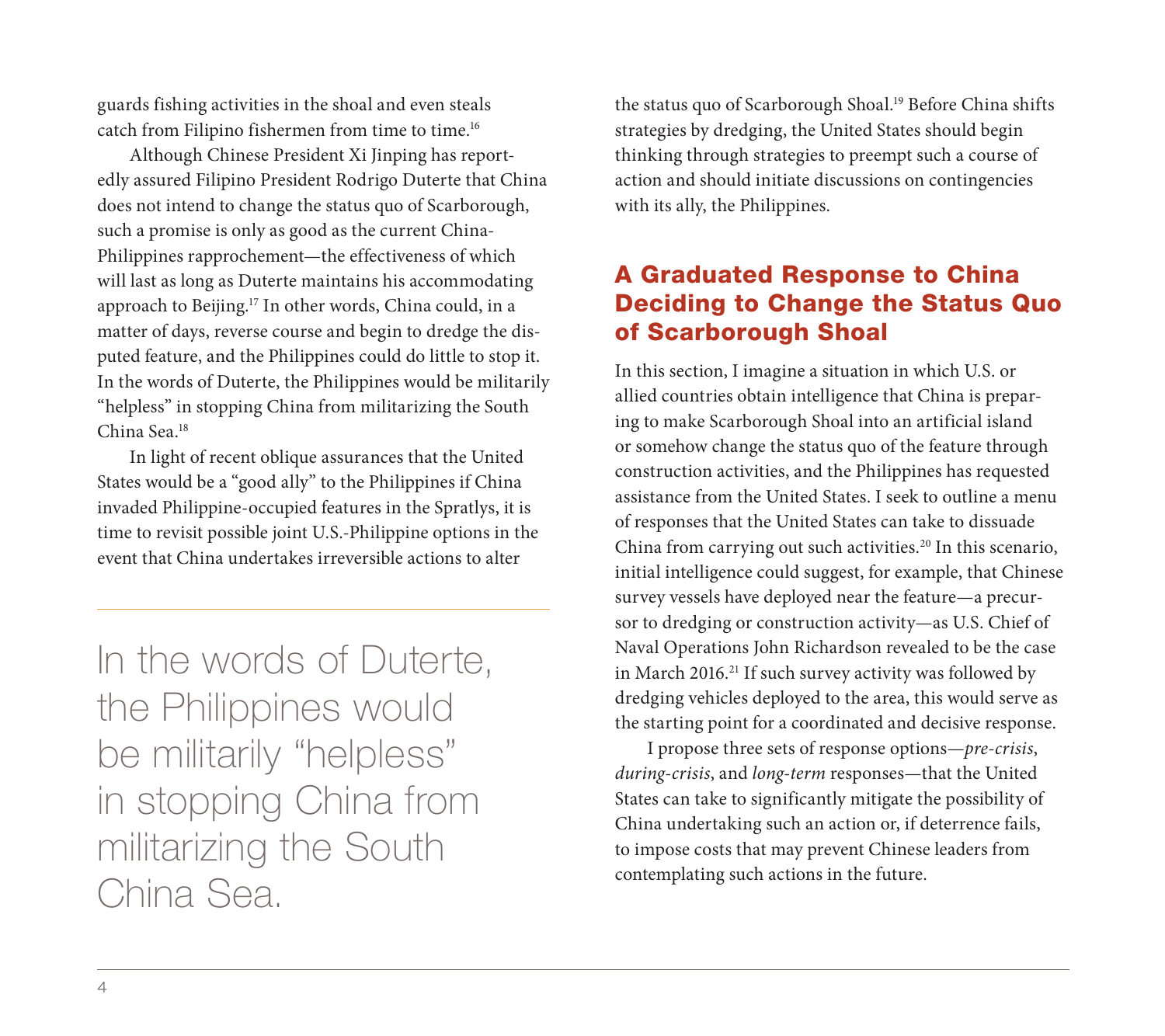guards fishing activities in the shoal and even steals catch from Filipino fishermen from time to time.[16]

Although Chinese President Xi Jinping has reportedly assured Filipino President Rodrigo Duterte that China does not intend to change the status quo of Scarborough, such a promise is only as good as the current China-Philippines rapprochement—the effectiveness of which will last as long as Duterte maintains his accommodating approach to Beijing.[17] In other words, China could, in a matter of days, reverse course and begin to dredge the disputed feature, and the Philippines could do little to stop it. In the words of Duterte, the Philippines would be militarily "helpless" in stopping China from militarizing the South China Sea.[18]

In light of recent oblique assurances that the United States would be a "good ally" to the Philippines if China invaded Philippine-occupied features in the Spratlys, it is time to revisit possible joint U.S.-Philippine options in the event that China undertakes irreversible actions to alter the status quo of Scarborough Shoal.[19] Before China shifts strategies by dredging, the United States should begin thinking through strategies to preempt such a course of action and should initiate discussions on contingencies with its ally, the Philippines.

> In the words of Duterte, the Philippines would be militarily "helpless" in stopping China from militarizing the South China Sea.

## A Graduated Response to China Deciding to Change the Status Quo of Scarborough Shoal

In this section, I imagine a situation in which U.S. or allied countries obtain intelligence that China is preparing to make Scarborough Shoal into an artificial island or somehow change the status quo of the feature through construction activities, and the Philippines has requested assistance from the United States. I seek to outline a menu of responses that the United States can take to dissuade China from carrying out such activities.[20] In this scenario, initial intelligence could suggest, for example, that Chinese survey vessels have deployed near the feature—a precursor to dredging or construction activity—as U.S. Chief of Naval Operations John Richardson revealed to be the case in March 2016.[21] If such survey activity was followed by dredging vehicles deployed to the area, this would serve as the starting point for a coordinated and decisive response.

I propose three sets of response options—*pre-crisis*, *during-crisis*, and *long-term* responses—that the United States can take to significantly mitigate the possibility of China undertaking such an action or, if deterrence fails, to impose costs that may prevent Chinese leaders from contemplating such actions in the future.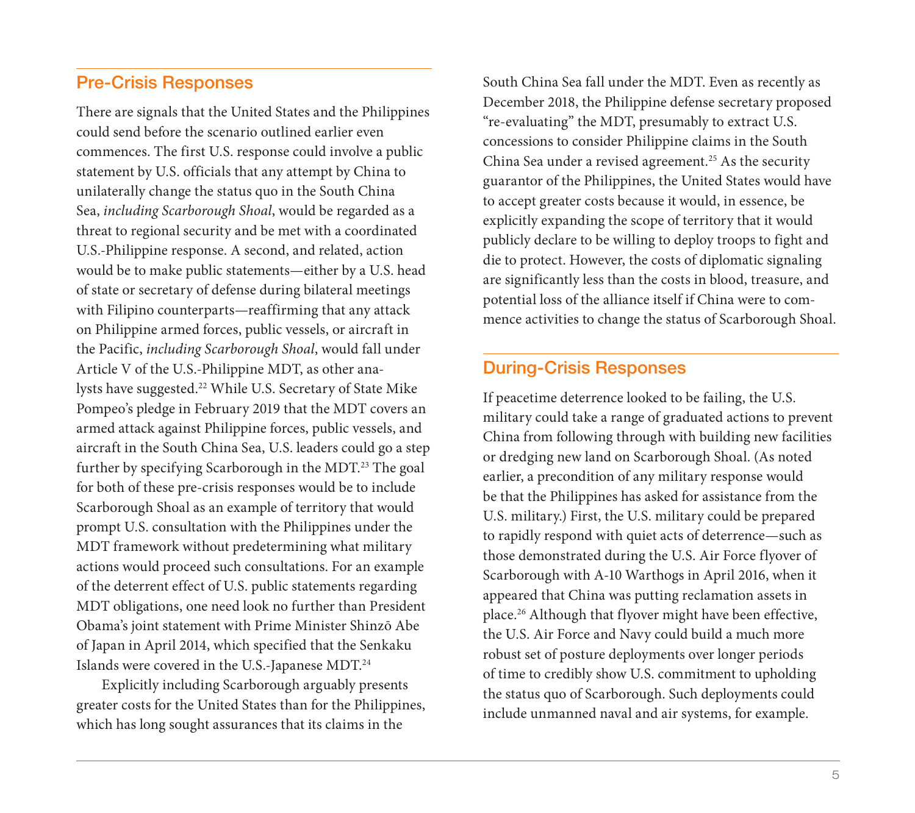## Pre-Crisis Responses

There are signals that the United States and the Philippines could send before the scenario outlined earlier even commences. The first U.S. response could involve a public statement by U.S. officials that any attempt by China to unilaterally change the status quo in the South China Sea, *including Scarborough Shoal*, would be regarded as a threat to regional security and be met with a coordinated U.S.-Philippine response. A second, and related, action would be to make public statements—either by a U.S. head of state or secretary of defense during bilateral meetings with Filipino counterparts—reaffirming that any attack on Philippine armed forces, public vessels, or aircraft in the Pacific, *including Scarborough Shoal*, would fall under Article V of the U.S.-Philippine MDT, as other analysts have suggested.[22] While U.S. Secretary of State Mike Pompeo's pledge in February 2019 that the MDT covers an armed attack against Philippine forces, public vessels, and aircraft in the South China Sea, U.S. leaders could go a step further by specifying Scarborough in the MDT.[23] The goal for both of these pre-crisis responses would be to include Scarborough Shoal as an example of territory that would prompt U.S. consultation with the Philippines under the MDT framework without predetermining what military actions would proceed such consultations. For an example of the deterrent effect of U.S. public statements regarding MDT obligations, one need look no further than President Obama's joint statement with Prime Minister Shinzō Abe of Japan in April 2014, which specified that the Senkaku Islands were covered in the U.S.-Japanese MDT.[24]

Explicitly including Scarborough arguably presents greater costs for the United States than for the Philippines, which has long sought assurances that its claims in the South China Sea fall under the MDT. Even as recently as December 2018, the Philippine defense secretary proposed "re-evaluating" the MDT, presumably to extract U.S. concessions to consider Philippine claims in the South China Sea under a revised agreement.[25] As the security guarantor of the Philippines, the United States would have to accept greater costs because it would, in essence, be explicitly expanding the scope of territory that it would publicly declare to be willing to deploy troops to fight and die to protect. However, the costs of diplomatic signaling are significantly less than the costs in blood, treasure, and potential loss of the alliance itself if China were to commence activities to change the status of Scarborough Shoal.

## During-Crisis Responses

If peacetime deterrence looked to be failing, the U.S. military could take a range of graduated actions to prevent China from following through with building new facilities or dredging new land on Scarborough Shoal. (As noted earlier, a precondition of any military response would be that the Philippines has asked for assistance from the U.S. military.) First, the U.S. military could be prepared to rapidly respond with quiet acts of deterrence—such as those demonstrated during the U.S. Air Force flyover of Scarborough with A-10 Warthogs in April 2016, when it appeared that China was putting reclamation assets in place.[26] Although that flyover might have been effective, the U.S. Air Force and Navy could build a much more robust set of posture deployments over longer periods of time to credibly show U.S. commitment to upholding the status quo of Scarborough. Such deployments could include unmanned naval and air systems, for example.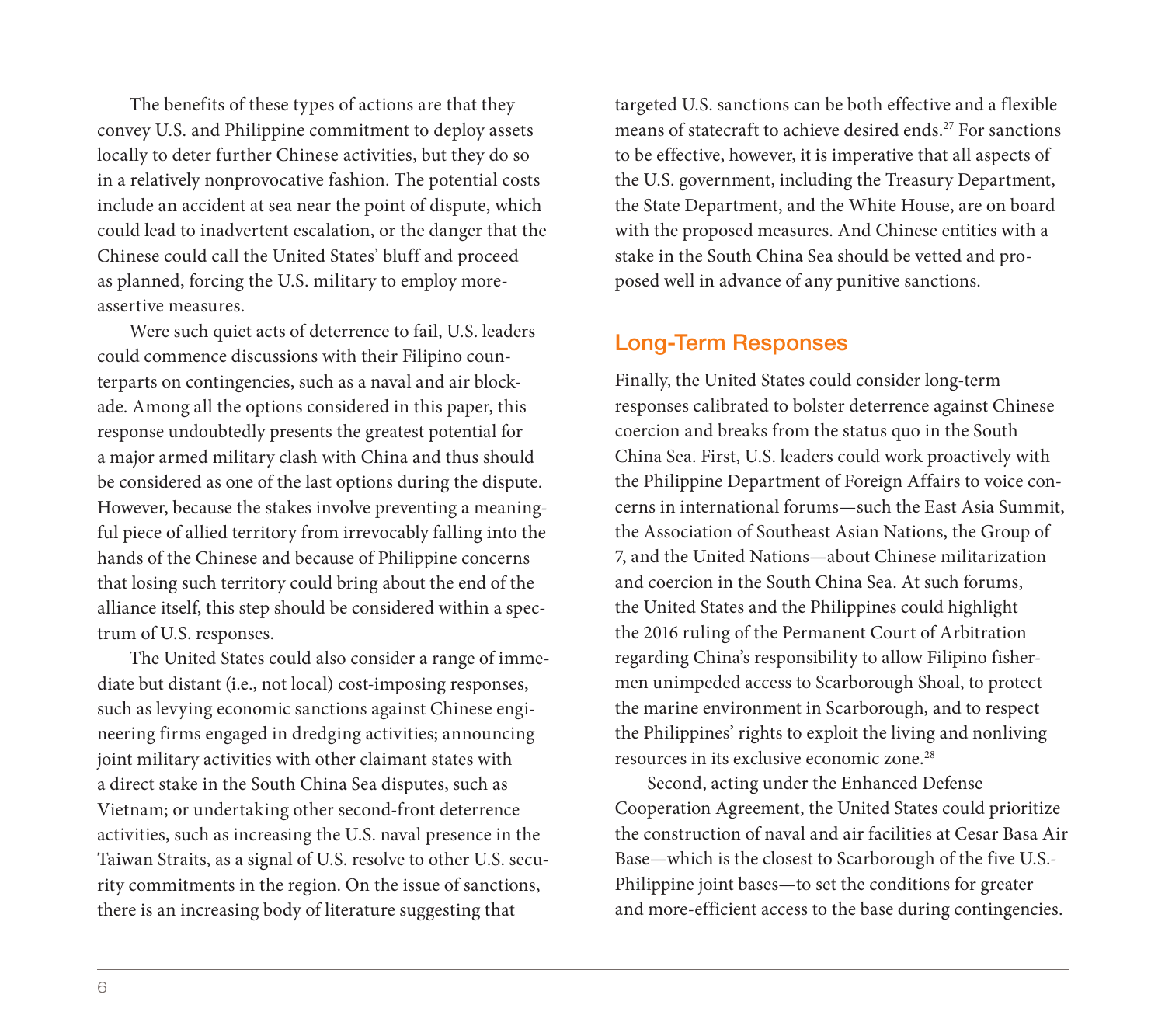The benefits of these types of actions are that they convey U.S. and Philippine commitment to deploy assets locally to deter further Chinese activities, but they do so in a relatively nonprovocative fashion. The potential costs include an accident at sea near the point of dispute, which could lead to inadvertent escalation, or the danger that the Chinese could call the United States' bluff and proceed as planned, forcing the U.S. military to employ more-assertive measures.

Were such quiet acts of deterrence to fail, U.S. leaders could commence discussions with their Filipino counterparts on contingencies, such as a naval and air blockade. Among all the options considered in this paper, this response undoubtedly presents the greatest potential for a major armed military clash with China and thus should be considered as one of the last options during the dispute. However, because the stakes involve preventing a meaningful piece of allied territory from irrevocably falling into the hands of the Chinese and because of Philippine concerns that losing such territory could bring about the end of the alliance itself, this step should be considered within a spectrum of U.S. responses.

The United States could also consider a range of immediate but distant (i.e., not local) cost-imposing responses, such as levying economic sanctions against Chinese engineering firms engaged in dredging activities; announcing joint military activities with other claimant states with a direct stake in the South China Sea disputes, such as Vietnam; or undertaking other second-front deterrence activities, such as increasing the U.S. naval presence in the Taiwan Straits, as a signal of U.S. resolve to other U.S. security commitments in the region. On the issue of sanctions, there is an increasing body of literature suggesting that targeted U.S. sanctions can be both effective and a flexible means of statecraft to achieve desired ends.[27] For sanctions to be effective, however, it is imperative that all aspects of the U.S. government, including the Treasury Department, the State Department, and the White House, are on board with the proposed measures. And Chinese entities with a stake in the South China Sea should be vetted and proposed well in advance of any punitive sanctions.

## Long-Term Responses

Finally, the United States could consider long-term responses calibrated to bolster deterrence against Chinese coercion and breaks from the status quo in the South China Sea. First, U.S. leaders could work proactively with the Philippine Department of Foreign Affairs to voice concerns in international forums—such the East Asia Summit, the Association of Southeast Asian Nations, the Group of 7, and the United Nations—about Chinese militarization and coercion in the South China Sea. At such forums, the United States and the Philippines could highlight the 2016 ruling of the Permanent Court of Arbitration regarding China's responsibility to allow Filipino fishermen unimpeded access to Scarborough Shoal, to protect the marine environment in Scarborough, and to respect the Philippines' rights to exploit the living and nonliving resources in its exclusive economic zone.[28]

Second, acting under the Enhanced Defense Cooperation Agreement, the United States could prioritize the construction of naval and air facilities at Cesar Basa Air Base—which is the closest to Scarborough of the five U.S.-Philippine joint bases—to set the conditions for greater and more-efficient access to the base during contingencies.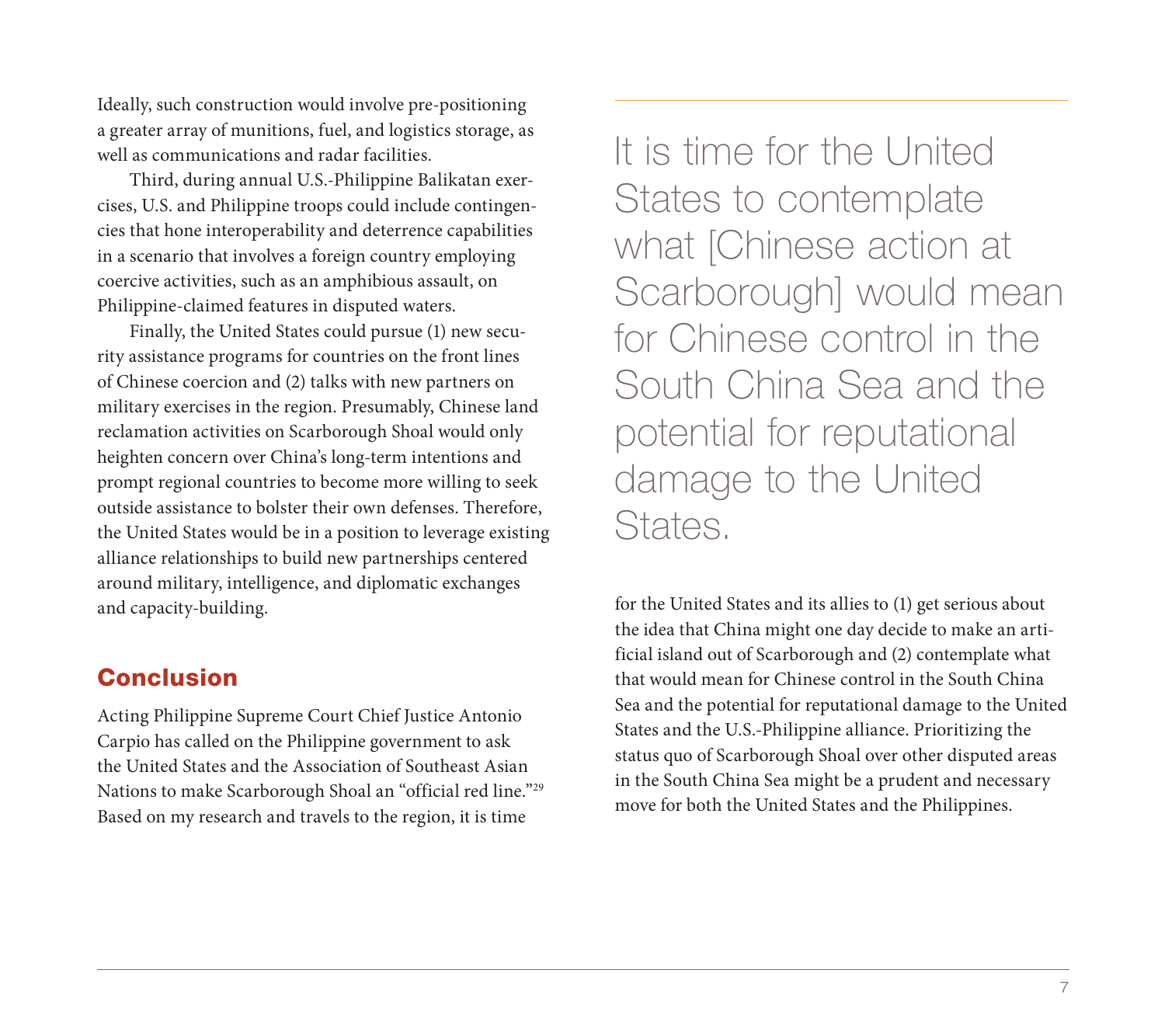Ideally, such construction would involve pre-positioning a greater array of munitions, fuel, and logistics storage, as well as communications and radar facilities.

Third, during annual U.S.-Philippine Balikatan exercises, U.S. and Philippine troops could include contingencies that hone interoperability and deterrence capabilities in a scenario that involves a foreign country employing coercive activities, such as an amphibious assault, on Philippine-claimed features in disputed waters.

Finally, the United States could pursue (1) new security assistance programs for countries on the front lines of Chinese coercion and (2) talks with new partners on military exercises in the region. Presumably, Chinese land reclamation activities on Scarborough Shoal would only heighten concern over China's long-term intentions and prompt regional countries to become more willing to seek outside assistance to bolster their own defenses. Therefore, the United States would be in a position to leverage existing alliance relationships to build new partnerships centered around military, intelligence, and diplomatic exchanges and capacity-building.

## Conclusion

Acting Philippine Supreme Court Chief Justice Antonio Carpio has called on the Philippine government to ask the United States and the Association of Southeast Asian Nations to make Scarborough Shoal an "official red line."[29] Based on my research and travels to the region, it is time for the United States and its allies to (1) get serious about the idea that China might one day decide to make an artificial island out of Scarborough and (2) contemplate what that would mean for Chinese control in the South China Sea and the potential for reputational damage to the United States and the U.S.-Philippine alliance. Prioritizing the status quo of Scarborough Shoal over other disputed areas in the South China Sea might be a prudent and necessary move for both the United States and the Philippines.

> It is time for the United States to contemplate what [Chinese action at Scarborough] would mean for Chinese control in the South China Sea and the potential for reputational damage to the United States.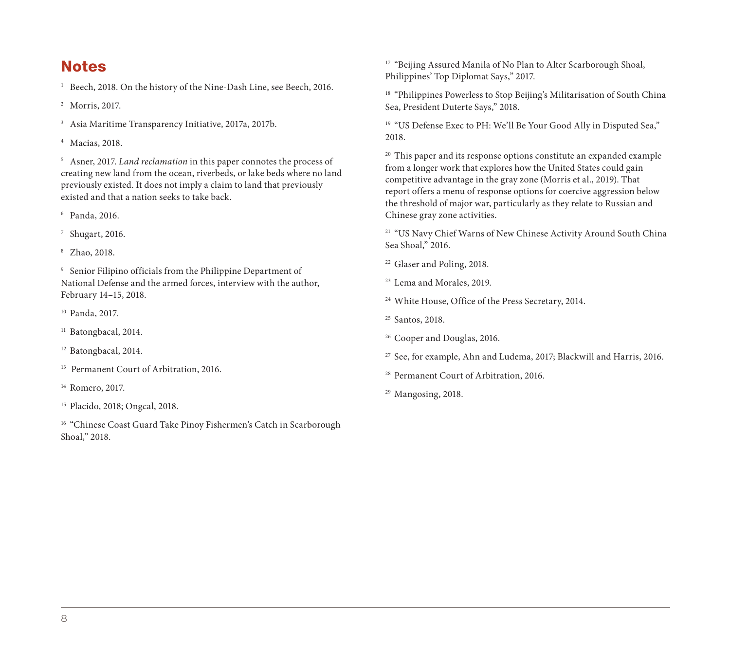## Notes

[1] Beech, 2018. On the history of the Nine-Dash Line, see Beech, 2016.

[2] Morris, 2017.

[3] Asia Maritime Transparency Initiative, 2017a, 2017b.

[4] Macias, 2018.

[5] Asner, 2017. *Land reclamation* in this paper connotes the process of creating new land from the ocean, riverbeds, or lake beds where no land previously existed. It does not imply a claim to land that previously existed and that a nation seeks to take back.

[6] Panda, 2016.

[7] Shugart, 2016.

[8] Zhao, 2018.

[9] Senior Filipino officials from the Philippine Department of National Defense and the armed forces, interview with the author, February 14–15, 2018.

[10] Panda, 2017.

[11] Batongbacal, 2014.

[12] Batongbacal, 2014.

[13] Permanent Court of Arbitration, 2016.

[14] Romero, 2017.

[15] Placido, 2018; Ongcal, 2018.

[16] "Chinese Coast Guard Take Pinoy Fishermen's Catch in Scarborough Shoal," 2018.

[17] "Beijing Assured Manila of No Plan to Alter Scarborough Shoal, Philippines' Top Diplomat Says," 2017.

[18] "Philippines Powerless to Stop Beijing's Militarisation of South China Sea, President Duterte Says," 2018.

[19] "US Defense Exec to PH: We'll Be Your Good Ally in Disputed Sea," 2018.

[20] This paper and its response options constitute an expanded example from a longer work that explores how the United States could gain competitive advantage in the gray zone (Morris et al., 2019). That report offers a menu of response options for coercive aggression below the threshold of major war, particularly as they relate to Russian and Chinese gray zone activities.

[21] "US Navy Chief Warns of New Chinese Activity Around South China Sea Shoal," 2016.

[22] Glaser and Poling, 2018.

[23] Lema and Morales, 2019.

[24] White House, Office of the Press Secretary, 2014.

[25] Santos, 2018.

[26] Cooper and Douglas, 2016.

[27] See, for example, Ahn and Ludema, 2017; Blackwill and Harris, 2016.

[28] Permanent Court of Arbitration, 2016.

[29] Mangosing, 2018.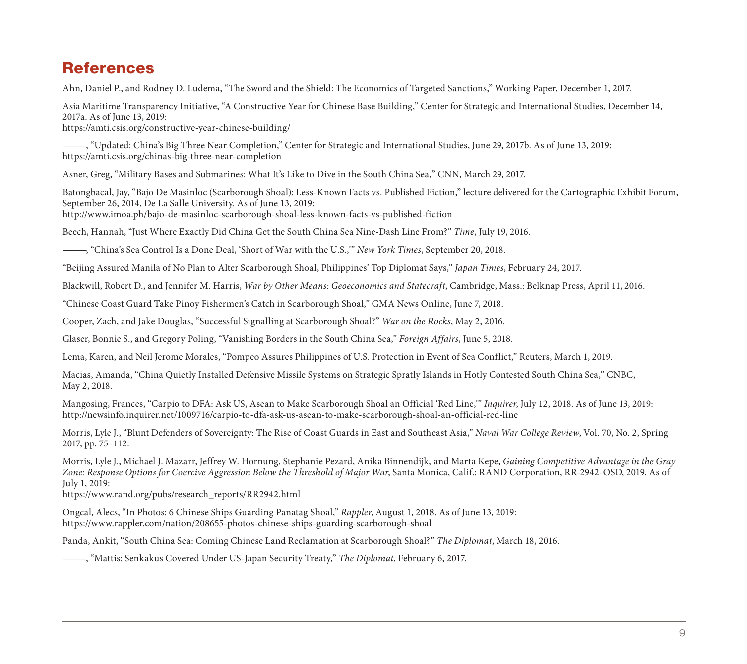## References

Ahn, Daniel P., and Rodney D. Ludema, "The Sword and the Shield: The Economics of Targeted Sanctions," Working Paper, December 1, 2017.

Asia Maritime Transparency Initiative, "A Constructive Year for Chinese Base Building," Center for Strategic and International Studies, December 14, 2017a. As of June 13, 2019:
https://amti.csis.org/constructive-year-chinese-building/

———, "Updated: China's Big Three Near Completion," Center for Strategic and International Studies, June 29, 2017b. As of June 13, 2019:
https://amti.csis.org/chinas-big-three-near-completion

Asner, Greg, "Military Bases and Submarines: What It's Like to Dive in the South China Sea," CNN, March 29, 2017.

Batongbacal, Jay, "Bajo De Masinloc (Scarborough Shoal): Less-Known Facts vs. Published Fiction," lecture delivered for the Cartographic Exhibit Forum, September 26, 2014, De La Salle University. As of June 13, 2019:
http://www.imoa.ph/bajo-de-masinloc-scarborough-shoal-less-known-facts-vs-published-fiction

Beech, Hannah, "Just Where Exactly Did China Get the South China Sea Nine-Dash Line From?" *Time*, July 19, 2016.

———, "China's Sea Control Is a Done Deal, 'Short of War with the U.S.,'" *New York Times*, September 20, 2018.

"Beijing Assured Manila of No Plan to Alter Scarborough Shoal, Philippines' Top Diplomat Says," *Japan Times*, February 24, 2017.

Blackwill, Robert D., and Jennifer M. Harris, *War by Other Means: Geoeconomics and Statecraft*, Cambridge, Mass.: Belknap Press, April 11, 2016.

"Chinese Coast Guard Take Pinoy Fishermen's Catch in Scarborough Shoal," GMA News Online, June 7, 2018.

Cooper, Zach, and Jake Douglas, "Successful Signalling at Scarborough Shoal?" *War on the Rocks*, May 2, 2016.

Glaser, Bonnie S., and Gregory Poling, "Vanishing Borders in the South China Sea," *Foreign Affairs*, June 5, 2018.

Lema, Karen, and Neil Jerome Morales, "Pompeo Assures Philippines of U.S. Protection in Event of Sea Conflict," Reuters, March 1, 2019.

Macias, Amanda, "China Quietly Installed Defensive Missile Systems on Strategic Spratly Islands in Hotly Contested South China Sea," CNBC, May 2, 2018.

Mangosing, Frances, "Carpio to DFA: Ask US, Asean to Make Scarborough Shoal an Official 'Red Line,'" *Inquirer*, July 12, 2018. As of June 13, 2019:
http://newsinfo.inquirer.net/1009716/carpio-to-dfa-ask-us-asean-to-make-scarborough-shoal-an-official-red-line

Morris, Lyle J., "Blunt Defenders of Sovereignty: The Rise of Coast Guards in East and Southeast Asia," *Naval War College Review*, Vol. 70, No. 2, Spring 2017, pp. 75–112.

Morris, Lyle J., Michael J. Mazarr, Jeffrey W. Hornung, Stephanie Pezard, Anika Binnendijk, and Marta Kepe, *Gaining Competitive Advantage in the Gray Zone: Response Options for Coercive Aggression Below the Threshold of Major War*, Santa Monica, Calif.: RAND Corporation, RR-2942-OSD, 2019. As of July 1, 2019:
https://www.rand.org/pubs/research_reports/RR2942.html

Ongcal, Alecs, "In Photos: 6 Chinese Ships Guarding Panatag Shoal," *Rappler*, August 1, 2018. As of June 13, 2019:
https://www.rappler.com/nation/208655-photos-chinese-ships-guarding-scarborough-shoal

Panda, Ankit, "South China Sea: Coming Chinese Land Reclamation at Scarborough Shoal?" *The Diplomat*, March 18, 2016.

———, "Mattis: Senkakus Covered Under US-Japan Security Treaty," *The Diplomat*, February 6, 2017.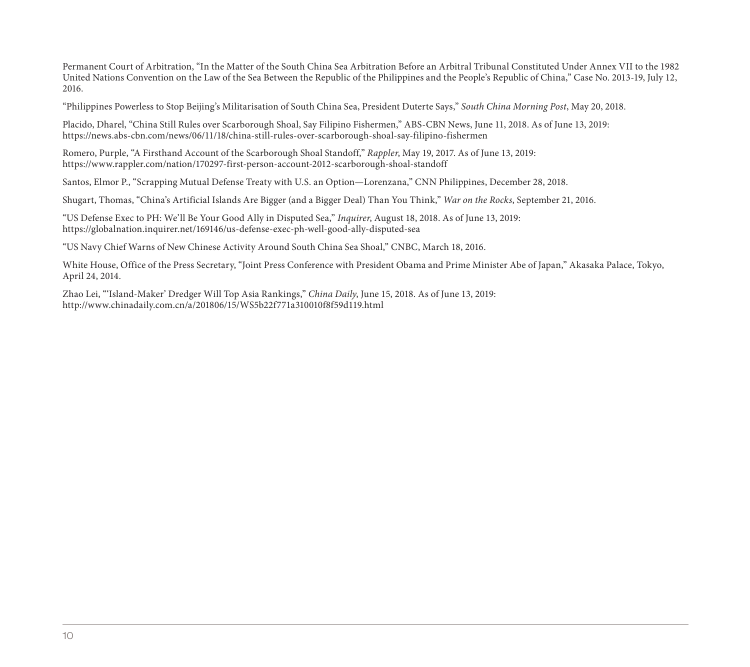Permanent Court of Arbitration, "In the Matter of the South China Sea Arbitration Before an Arbitral Tribunal Constituted Under Annex VII to the 1982 United Nations Convention on the Law of the Sea Between the Republic of the Philippines and the People's Republic of China," Case No. 2013-19, July 12, 2016.

"Philippines Powerless to Stop Beijing's Militarisation of South China Sea, President Duterte Says," *South China Morning Post*, May 20, 2018.

Placido, Dharel, "China Still Rules over Scarborough Shoal, Say Filipino Fishermen," ABS-CBN News, June 11, 2018. As of June 13, 2019: https://news.abs-cbn.com/news/06/11/18/china-still-rules-over-scarborough-shoal-say-filipino-fishermen

Romero, Purple, "A Firsthand Account of the Scarborough Shoal Standoff," *Rappler*, May 19, 2017. As of June 13, 2019: https://www.rappler.com/nation/170297-first-person-account-2012-scarborough-shoal-standoff

Santos, Elmor P., "Scrapping Mutual Defense Treaty with U.S. an Option—Lorenzana," CNN Philippines, December 28, 2018.

Shugart, Thomas, "China's Artificial Islands Are Bigger (and a Bigger Deal) Than You Think," *War on the Rocks*, September 21, 2016.

"US Defense Exec to PH: We'll Be Your Good Ally in Disputed Sea," *Inquirer*, August 18, 2018. As of June 13, 2019: https://globalnation.inquirer.net/169146/us-defense-exec-ph-well-good-ally-disputed-sea

"US Navy Chief Warns of New Chinese Activity Around South China Sea Shoal," CNBC, March 18, 2016.

White House, Office of the Press Secretary, "Joint Press Conference with President Obama and Prime Minister Abe of Japan," Akasaka Palace, Tokyo, April 24, 2014.

Zhao Lei, "'Island-Maker' Dredger Will Top Asia Rankings," *China Daily*, June 15, 2018. As of June 13, 2019: http://www.chinadaily.com.cn/a/201806/15/WS5b22f771a310010f8f59d119.html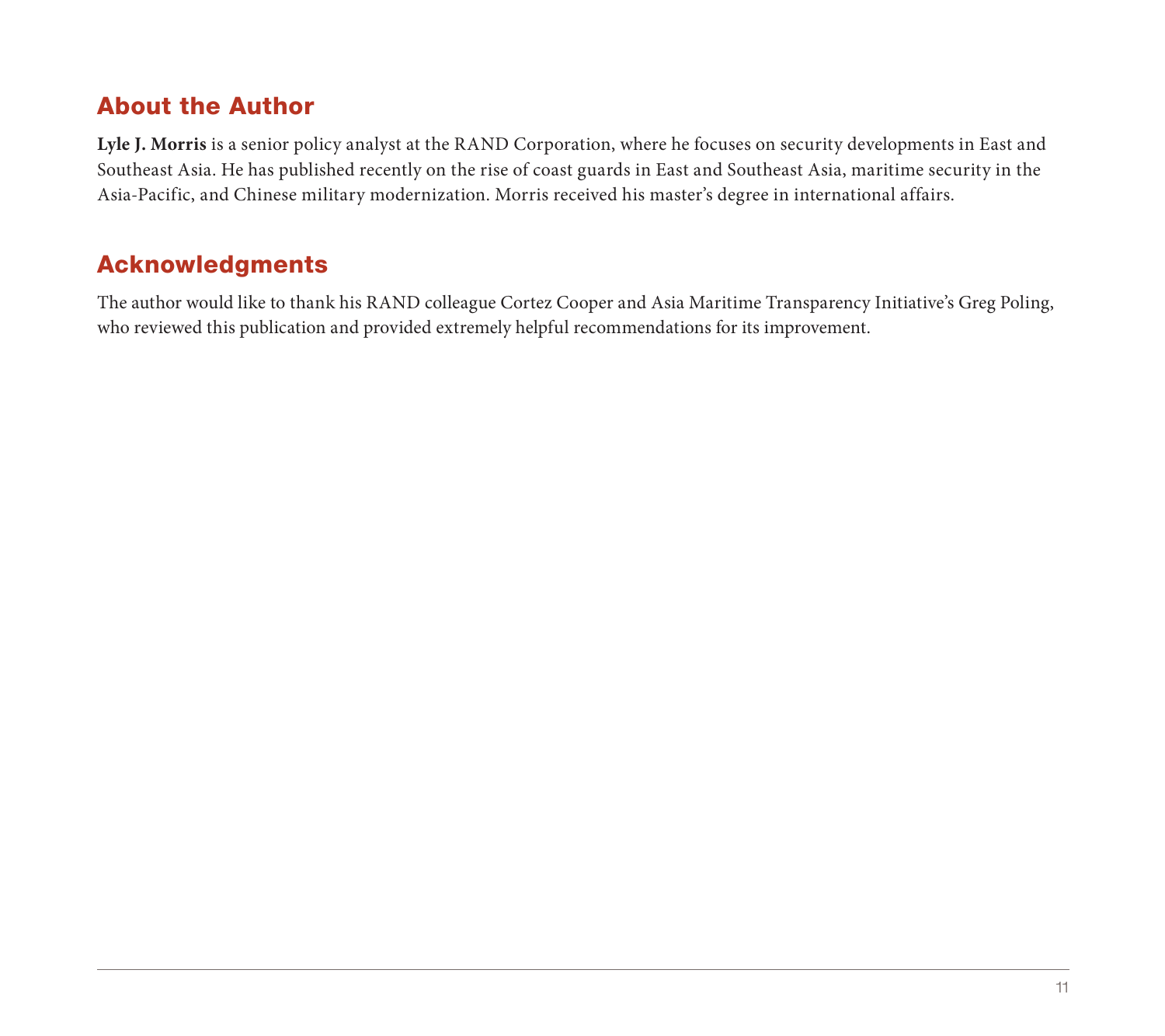## About the Author

**Lyle J. Morris** is a senior policy analyst at the RAND Corporation, where he focuses on security developments in East and Southeast Asia. He has published recently on the rise of coast guards in East and Southeast Asia, maritime security in the Asia-Pacific, and Chinese military modernization. Morris received his master's degree in international affairs.

## Acknowledgments

The author would like to thank his RAND colleague Cortez Cooper and Asia Maritime Transparency Initiative's Greg Poling, who reviewed this publication and provided extremely helpful recommendations for its improvement.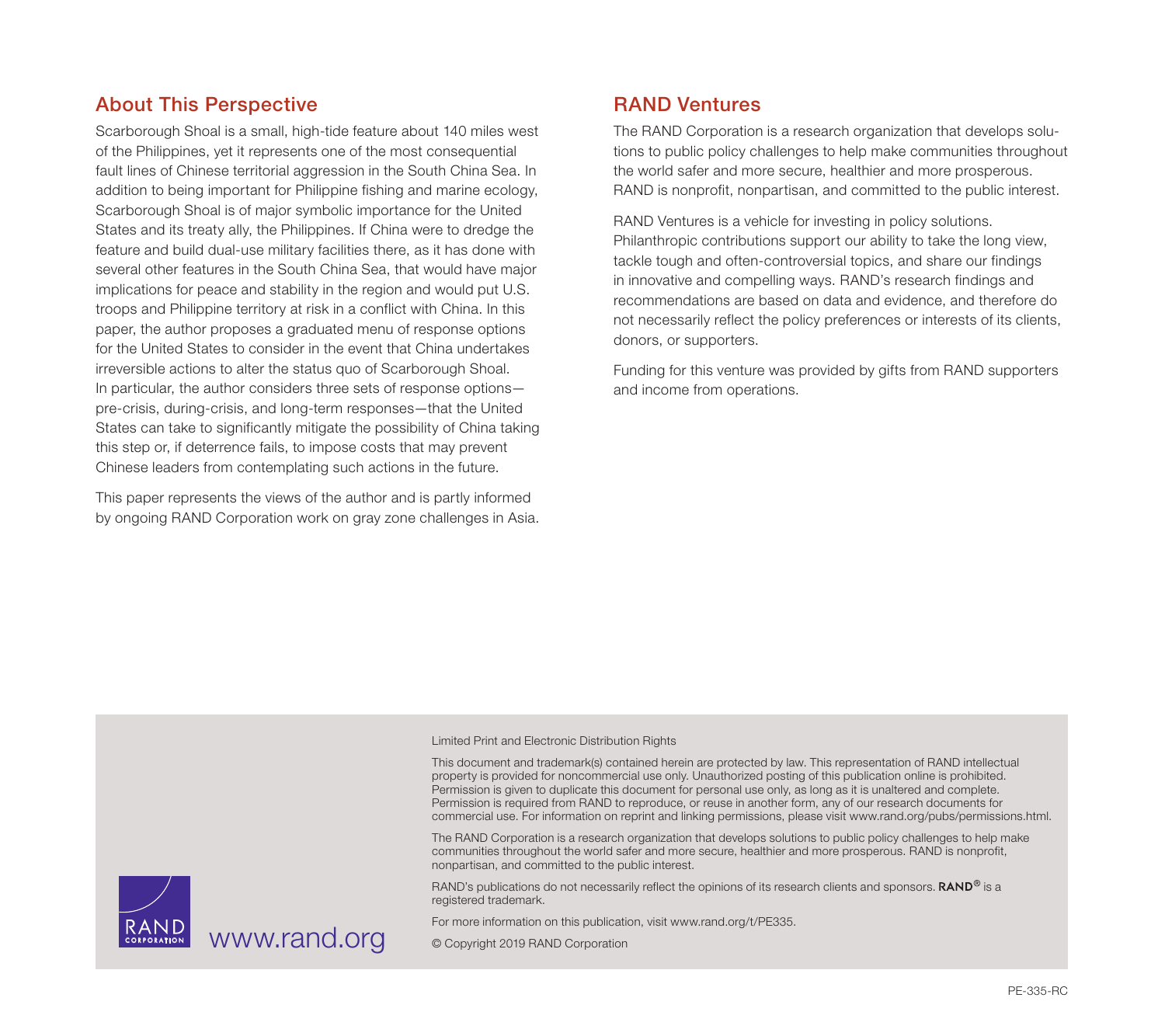## About This Perspective

Scarborough Shoal is a small, high-tide feature about 140 miles west of the Philippines, yet it represents one of the most consequential fault lines of Chinese territorial aggression in the South China Sea. In addition to being important for Philippine fishing and marine ecology, Scarborough Shoal is of major symbolic importance for the United States and its treaty ally, the Philippines. If China were to dredge the feature and build dual-use military facilities there, as it has done with several other features in the South China Sea, that would have major implications for peace and stability in the region and would put U.S. troops and Philippine territory at risk in a conflict with China. In this paper, the author proposes a graduated menu of response options for the United States to consider in the event that China undertakes irreversible actions to alter the status quo of Scarborough Shoal. In particular, the author considers three sets of response options—pre-crisis, during-crisis, and long-term responses—that the United States can take to significantly mitigate the possibility of China taking this step or, if deterrence fails, to impose costs that may prevent Chinese leaders from contemplating such actions in the future.

This paper represents the views of the author and is partly informed by ongoing RAND Corporation work on gray zone challenges in Asia.

## RAND Ventures

The RAND Corporation is a research organization that develops solutions to public policy challenges to help make communities throughout the world safer and more secure, healthier and more prosperous. RAND is nonprofit, nonpartisan, and committed to the public interest.

RAND Ventures is a vehicle for investing in policy solutions. Philanthropic contributions support our ability to take the long view, tackle tough and often-controversial topics, and share our findings in innovative and compelling ways. RAND's research findings and recommendations are based on data and evidence, and therefore do not necessarily reflect the policy preferences or interests of its clients, donors, or supporters.

Funding for this venture was provided by gifts from RAND supporters and income from operations.

Limited Print and Electronic Distribution Rights

This document and trademark(s) contained herein are protected by law. This representation of RAND intellectual property is provided for noncommercial use only. Unauthorized posting of this publication online is prohibited. Permission is given to duplicate this document for personal use only, as long as it is unaltered and complete. Permission is required from RAND to reproduce, or reuse in another form, any of our research documents for commercial use. For information on reprint and linking permissions, please visit www.rand.org/pubs/permissions.html.

The RAND Corporation is a research organization that develops solutions to public policy challenges to help make communities throughout the world safer and more secure, healthier and more prosperous. RAND is nonprofit, nonpartisan, and committed to the public interest.

RAND's publications do not necessarily reflect the opinions of its research clients and sponsors. **RAND**® is a registered trademark.

For more information on this publication, visit www.rand.org/t/PE335.

© Copyright 2019 RAND Corporation

RAND CORPORATION

www.rand.org

PE-335-RC